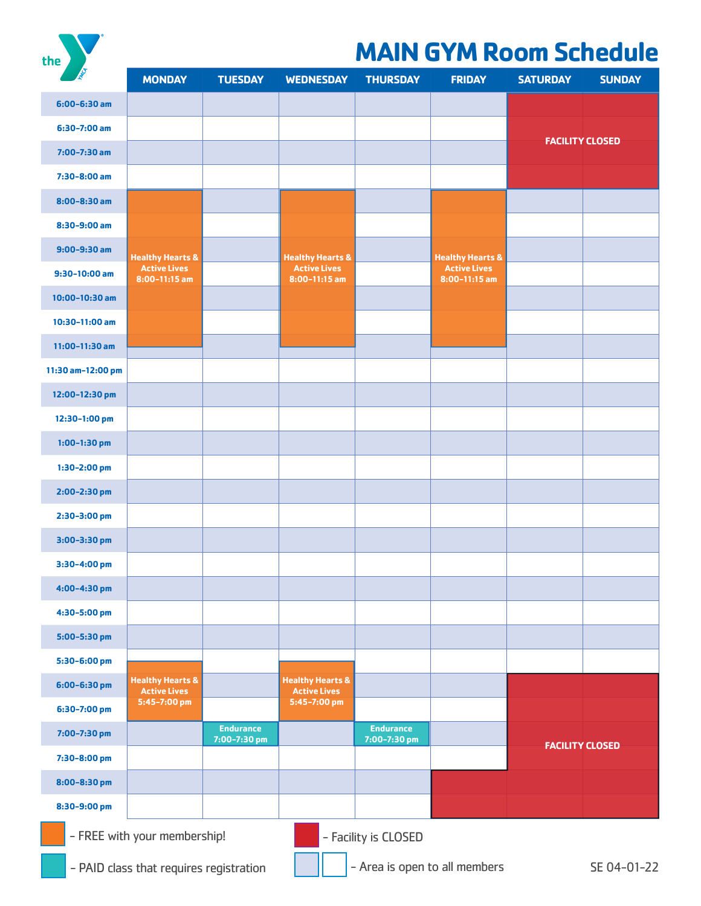# MAIN GYM Room Schedule

| | MONDAY | TUESDAY | WEDNESDAY | THURSDAY | FRIDAY | SATURDAY | SUNDAY |
|---|---|---|---|---|---|---|---|
| 6:00–6:30 am | | | | | | FACILITY CLOSED | FACILITY CLOSED |
| 6:30–7:00 am | | | | | | FACILITY CLOSED | FACILITY CLOSED |
| 7:00–7:30 am | | | | | | FACILITY CLOSED | FACILITY CLOSED |
| 7:30–8:00 am | | | | | | FACILITY CLOSED | FACILITY CLOSED |
| 8:00–8:30 am | Healthy Hearts & Active Lives 8:00–11:15 am | | Healthy Hearts & Active Lives 8:00–11:15 am | | Healthy Hearts & Active Lives 8:00–11:15 am | | |
| 8:30–9:00 am | Healthy Hearts & Active Lives 8:00–11:15 am | | Healthy Hearts & Active Lives 8:00–11:15 am | | Healthy Hearts & Active Lives 8:00–11:15 am | | |
| 9:00–9:30 am | Healthy Hearts & Active Lives 8:00–11:15 am | | Healthy Hearts & Active Lives 8:00–11:15 am | | Healthy Hearts & Active Lives 8:00–11:15 am | | |
| 9:30–10:00 am | Healthy Hearts & Active Lives 8:00–11:15 am | | Healthy Hearts & Active Lives 8:00–11:15 am | | Healthy Hearts & Active Lives 8:00–11:15 am | | |
| 10:00–10:30 am | Healthy Hearts & Active Lives 8:00–11:15 am | | Healthy Hearts & Active Lives 8:00–11:15 am | | Healthy Hearts & Active Lives 8:00–11:15 am | | |
| 10:30–11:00 am | Healthy Hearts & Active Lives 8:00–11:15 am | | Healthy Hearts & Active Lives 8:00–11:15 am | | Healthy Hearts & Active Lives 8:00–11:15 am | | |
| 11:00–11:30 am | Healthy Hearts & Active Lives 8:00–11:15 am | | Healthy Hearts & Active Lives 8:00–11:15 am | | Healthy Hearts & Active Lives 8:00–11:15 am | | |
| 11:30 am–12:00 pm | | | | | | | |
| 12:00–12:30 pm | | | | | | | |
| 12:30–1:00 pm | | | | | | | |
| 1:00–1:30 pm | | | | | | | |
| 1:30–2:00 pm | | | | | | | |
| 2:00–2:30 pm | | | | | | | |
| 2:30–3:00 pm | | | | | | | |
| 3:00–3:30 pm | | | | | | | |
| 3:30–4:00 pm | | | | | | | |
| 4:00–4:30 pm | | | | | | | |
| 4:30–5:00 pm | | | | | | | |
| 5:00–5:30 pm | | | | | | | |
| 5:30–6:00 pm | Healthy Hearts & Active Lives 5:45–7:00 pm | | Healthy Hearts & Active Lives 5:45–7:00 pm | | | | |
| 6:00–6:30 pm | Healthy Hearts & Active Lives 5:45–7:00 pm | | Healthy Hearts & Active Lives 5:45–7:00 pm | | | FACILITY CLOSED | FACILITY CLOSED |
| 6:30–7:00 pm | Healthy Hearts & Active Lives 5:45–7:00 pm | | Healthy Hearts & Active Lives 5:45–7:00 pm | | | FACILITY CLOSED | FACILITY CLOSED |
| 7:00–7:30 pm | | Endurance 7:00–7:30 pm | | Endurance 7:00–7:30 pm | | FACILITY CLOSED | FACILITY CLOSED |
| 7:30–8:00 pm | | | | | | FACILITY CLOSED | FACILITY CLOSED |
| 8:00–8:30 pm | | | | | FACILITY CLOSED | FACILITY CLOSED | FACILITY CLOSED |
| 8:30–9:00 pm | | | | | FACILITY CLOSED | FACILITY CLOSED | FACILITY CLOSED |

- (Orange) – FREE with your membership!
- (Teal) – PAID class that requires registration
- (Red) – Facility is CLOSED
- (Blank) – Area is open to all members

SE 04-01-22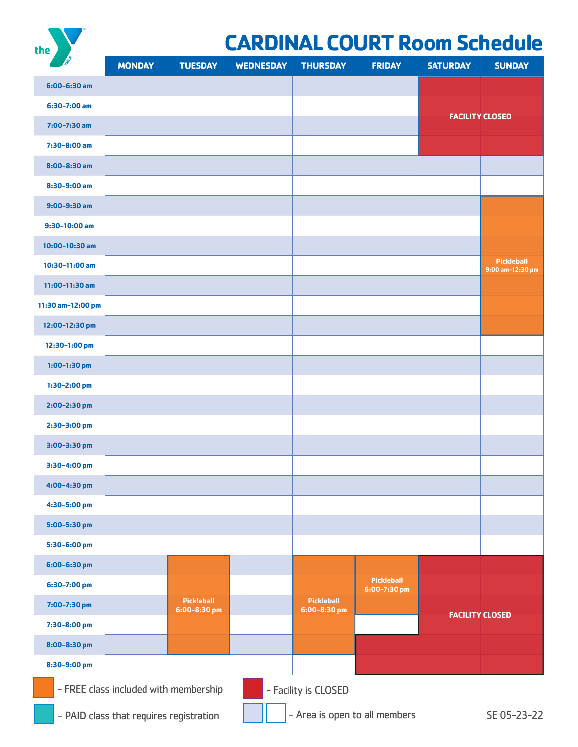# CARDINAL COURT Room Schedule

| | MONDAY | TUESDAY | WEDNESDAY | THURSDAY | FRIDAY | SATURDAY | SUNDAY |
|---|---|---|---|---|---|---|---|
| 6:00–6:30 am | | | | | | FACILITY CLOSED | FACILITY CLOSED |
| 6:30–7:00 am | | | | | | FACILITY CLOSED | FACILITY CLOSED |
| 7:00–7:30 am | | | | | | FACILITY CLOSED | FACILITY CLOSED |
| 7:30–8:00 am | | | | | | FACILITY CLOSED | FACILITY CLOSED |
| 8:00–8:30 am | | | | | | | |
| 8:30–9:00 am | | | | | | | |
| 9:00–9:30 am | | | | | | | Pickleball 9:00 am–12:30 pm |
| 9:30–10:00 am | | | | | | | Pickleball 9:00 am–12:30 pm |
| 10:00–10:30 am | | | | | | | Pickleball 9:00 am–12:30 pm |
| 10:30–11:00 am | | | | | | | Pickleball 9:00 am–12:30 pm |
| 11:00–11:30 am | | | | | | | Pickleball 9:00 am–12:30 pm |
| 11:30 am–12:00 pm | | | | | | | Pickleball 9:00 am–12:30 pm |
| 12:00–12:30 pm | | | | | | | Pickleball 9:00 am–12:30 pm |
| 12:30–1:00 pm | | | | | | | |
| 1:00–1:30 pm | | | | | | | |
| 1:30–2:00 pm | | | | | | | |
| 2:00–2:30 pm | | | | | | | |
| 2:30–3:00 pm | | | | | | | |
| 3:00–3:30 pm | | | | | | | |
| 3:30–4:00 pm | | | | | | | |
| 4:00–4:30 pm | | | | | | | |
| 4:30–5:00 pm | | | | | | | |
| 5:00–5:30 pm | | | | | | | |
| 5:30–6:00 pm | | | | | | | |
| 6:00–6:30 pm | | Pickleball 6:00–8:30 pm | | Pickleball 6:00–8:30 pm | Pickleball 6:00–7:30 pm | FACILITY CLOSED | FACILITY CLOSED |
| 6:30–7:00 pm | | Pickleball 6:00–8:30 pm | | Pickleball 6:00–8:30 pm | Pickleball 6:00–7:30 pm | FACILITY CLOSED | FACILITY CLOSED |
| 7:00–7:30 pm | | Pickleball 6:00–8:30 pm | | Pickleball 6:00–8:30 pm | Pickleball 6:00–7:30 pm | FACILITY CLOSED | FACILITY CLOSED |
| 7:30–8:00 pm | | Pickleball 6:00–8:30 pm | | Pickleball 6:00–8:30 pm | | FACILITY CLOSED | FACILITY CLOSED |
| 8:00–8:30 pm | | Pickleball 6:00–8:30 pm | | Pickleball 6:00–8:30 pm | FACILITY CLOSED | FACILITY CLOSED | FACILITY CLOSED |
| 8:30–9:00 pm | | | | | FACILITY CLOSED | FACILITY CLOSED | FACILITY CLOSED |

– FREE class included with membership

– PAID class that requires registration

– Facility is CLOSED

– Area is open to all members

SE 05-23-22